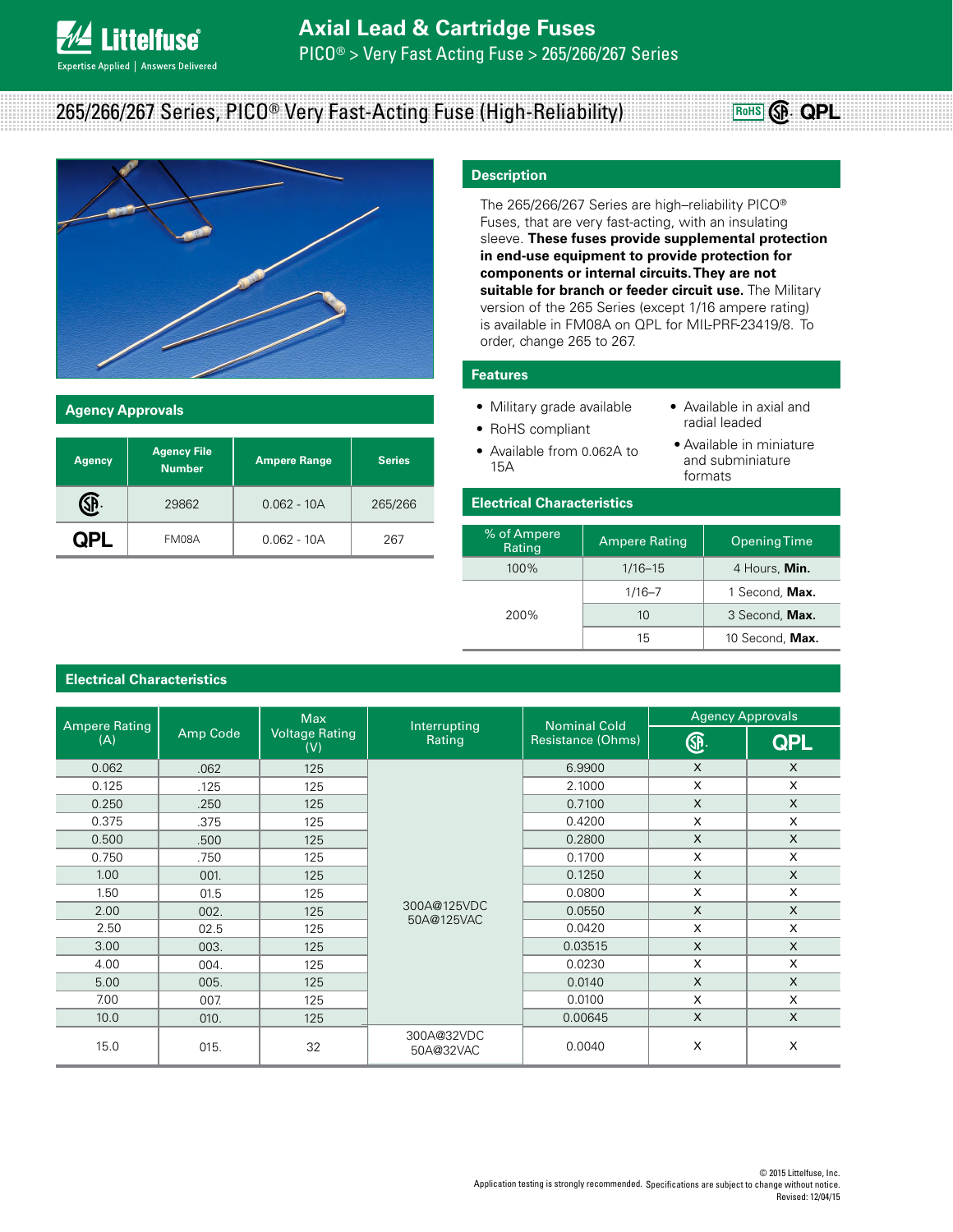# Axial Lead & Cartridge Fuses

PICO® > Very Fast Acting Fuse > 265/266/267 Series

## 265/266/267 Series, PICO® Very Fast-Acting Fuse (High-Reliability)

RoHS   QPL

## Description

The 265/266/267 Series are high–reliability PICO® Fuses, that are very fast-acting, with an insulating sleeve. **These fuses provide supplemental protection in end-use equipment to provide protection for components or internal circuits. They are not suitable for branch or feeder circuit use.** The Military version of the 265 Series (except 1/16 ampere rating) is available in FM08A on QPL for MIL-PRF-23419/8. To order, change 265 to 267.

## Agency Approvals

| Agency | Agency File Number | Ampere Range | Series |
|---|---|---|---|
| CSA | 29862 | 0.062 - 10A | 265/266 |
| QPL | FM08A | 0.062 - 10A | 267 |

## Features

- Military grade available
- RoHS compliant
- Available from 0.062A to 15A
- Available in axial and radial leaded
- Available in miniature and subminiature formats

## Electrical Characteristics

| % of Ampere Rating | Ampere Rating | Opening Time |
|---|---|---|
| 100% | 1/16–15 | 4 Hours, **Min.** |
| 200% | 1/16–7 | 1 Second, **Max.** |
| | 10 | 3 Second, **Max.** |
| | 15 | 10 Second, **Max.** |

## Electrical Characteristics

| Ampere Rating (A) | Amp Code | Max Voltage Rating (V) | Interrupting Rating | Nominal Cold Resistance (Ohms) | Agency Approvals | |
|---|---|---|---|---|---|---|
| | | | | | CSA | QPL |
| 0.062 | .062 | 125 | 300A@125VDC 50A@125VAC | 6.9900 | X | X |
| 0.125 | .125 | 125 | | 2.1000 | X | X |
| 0.250 | .250 | 125 | | 0.7100 | X | X |
| 0.375 | .375 | 125 | | 0.4200 | X | X |
| 0.500 | .500 | 125 | | 0.2800 | X | X |
| 0.750 | .750 | 125 | | 0.1700 | X | X |
| 1.00 | 001. | 125 | | 0.1250 | X | X |
| 1.50 | 01.5 | 125 | | 0.0800 | X | X |
| 2.00 | 002. | 125 | | 0.0550 | X | X |
| 2.50 | 02.5 | 125 | | 0.0420 | X | X |
| 3.00 | 003. | 125 | | 0.03515 | X | X |
| 4.00 | 004. | 125 | | 0.0230 | X | X |
| 5.00 | 005. | 125 | | 0.0140 | X | X |
| 7.00 | 007. | 125 | | 0.0100 | X | X |
| 10.0 | 010. | 125 | | 0.00645 | X | X |
| 15.0 | 015. | 32 | 300A@32VDC 50A@32VAC | 0.0040 | X | X |

© 2015 Littelfuse, Inc.
Application testing is strongly recommended. Specifications are subject to change without notice.
Revised: 12/04/15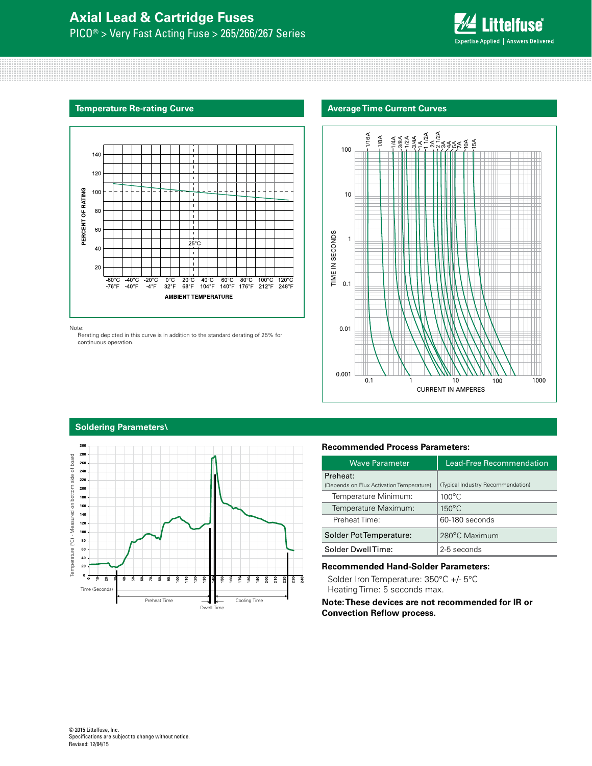## Temperature Re-rating Curve

Note:
Rerating depicted in this curve is in addition to the standard derating of 25% for continuous operation.

## Average Time Current Curves

## Soldering Parameters\

### Recommended Process Parameters:

| Wave Parameter | Lead-Free Recommendation |
|---|---|
| Preheat: (Depends on Flux Activation Temperature) | (Typical Industry Recommendation) |
| Temperature Minimum: | 100°C |
| Temperature Maximum: | 150°C |
| Preheat Time: | 60-180 seconds |
| Solder Pot Temperature: | 280°C Maximum |
| Solder Dwell Time: | 2-5 seconds |

### Recommended Hand-Solder Parameters:

Solder Iron Temperature: 350°C +/- 5°C
Heating Time: 5 seconds max.

**Note: These devices are not recommended for IR or Convection Reflow process.**

© 2015 Littelfuse, Inc.
Specifications are subject to change without notice.
Revised: 12/04/15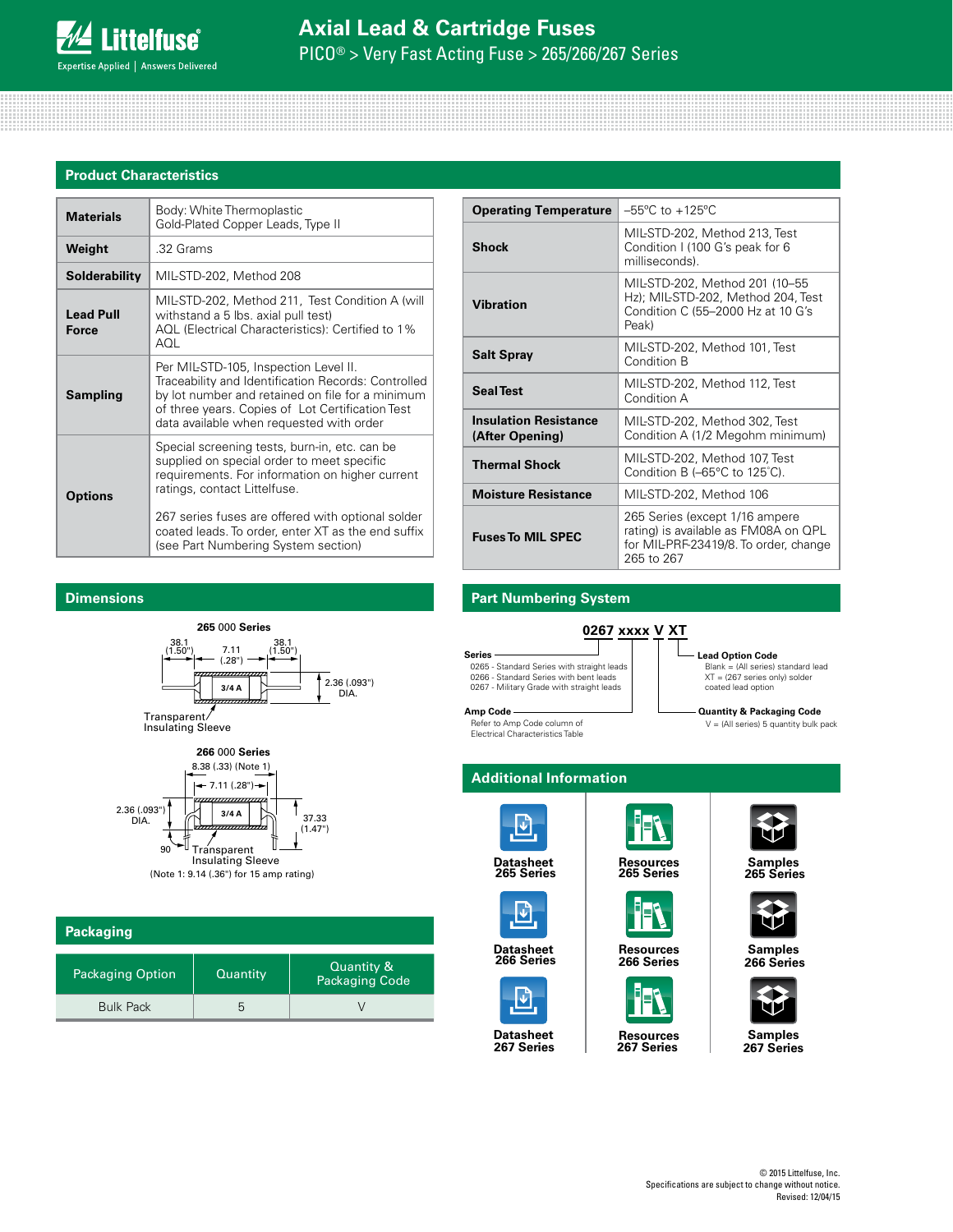## Product Characteristics

| | |
|---|---|
| **Materials** | Body: White Thermoplastic<br>Gold-Plated Copper Leads, Type II |
| **Weight** | .32 Grams |
| **Solderability** | MIL-STD-202, Method 208 |
| **Lead Pull Force** | MIL-STD-202, Method 211, Test Condition A (will withstand a 5 lbs. axial pull test)<br>AQL (Electrical Characteristics): Certified to 1% AQL |
| **Sampling** | Per MIL-STD-105, Inspection Level II. Traceability and Identification Records: Controlled by lot number and retained on file for a minimum of three years. Copies of Lot Certification Test data available when requested with order |
| **Options** | Special screening tests, burn-in, etc. can be supplied on special order to meet specific requirements. For information on higher current ratings, contact Littelfuse.<br><br>267 series fuses are offered with optional solder coated leads. To order, enter XT as the end suffix (see Part Numbering System section) |

| | |
|---|---|
| **Operating Temperature** | –55°C to +125°C |
| **Shock** | MIL-STD-202, Method 213, Test Condition I (100 G's peak for 6 milliseconds). |
| **Vibration** | MIL-STD-202, Method 201 (10–55 Hz); MIL-STD-202, Method 204, Test Condition C (55–2000 Hz at 10 G's Peak) |
| **Salt Spray** | MIL-STD-202, Method 101, Test Condition B |
| **Seal Test** | MIL-STD-202, Method 112, Test Condition A |
| **Insulation Resistance (After Opening)** | MIL-STD-202, Method 302, Test Condition A (1/2 Megohm minimum) |
| **Thermal Shock** | MIL-STD-202, Method 107, Test Condition B (–65°C to 125°C). |
| **Moisture Resistance** | MIL-STD-202, Method 106 |
| **Fuses To MIL SPEC** | 265 Series (except 1/16 ampere rating) is available as FM08A on QPL for MIL-PRF-23419/8. To order, change 265 to 267 |

## Dimensions

**265 000 Series**

38.1 (1.50")
7.11 (.28")
38.1 (1.50")
3/4 A
2.36 (.093") DIA.
Transparent Insulating Sleeve

**266 000 Series**

8.38 (.33) (Note 1)
7.11 (.28")
2.36 (.093") DIA.
3/4 A
37.33 (1.47")
90
Transparent Insulating Sleeve
(Note 1: 9.14 (.36") for 15 amp rating)

## Part Numbering System

**0267 xxxx V XT**

**Series**
0265 - Standard Series with straight leads
0266 - Standard Series with bent leads
0267 - Military Grade with straight leads

**Amp Code**
Refer to Amp Code column of Electrical Characteristics Table

**Lead Option Code**
Blank = (All series) standard lead
XT = (267 series only) solder coated lead option

**Quantity & Packaging Code**
V = (All series) 5 quantity bulk pack

## Packaging

| Packaging Option | Quantity | Quantity & Packaging Code |
|---|---|---|
| Bulk Pack | 5 | V |

## Additional Information

Datasheet 265 Series
Resources 265 Series
Samples 265 Series
Datasheet 266 Series
Resources 266 Series
Samples 266 Series
Datasheet 267 Series
Resources 267 Series
Samples 267 Series

© 2015 Littelfuse, Inc.
Specifications are subject to change without notice.
Revised: 12/04/15